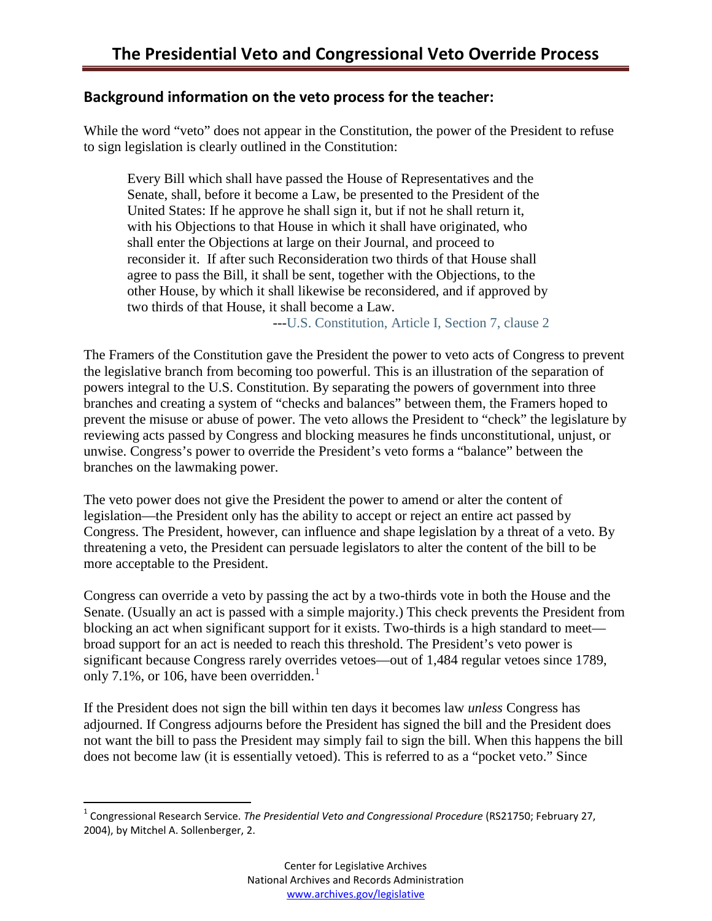# The Presidential Veto and Congressional Veto Override Process

## Background information on the veto process for the teacher:

While the word "veto" does not appear in the Constitution, the power of the President to refuse to sign legislation is clearly outlined in the Constitution:

> Every Bill which shall have passed the House of Representatives and the Senate, shall, before it become a Law, be presented to the President of the United States: If he approve he shall sign it, but if not he shall return it, with his Objections to that House in which it shall have originated, who shall enter the Objections at large on their Journal, and proceed to reconsider it. If after such Reconsideration two thirds of that House shall agree to pass the Bill, it shall be sent, together with the Objections, to the other House, by which it shall likewise be reconsidered, and if approved by two thirds of that House, it shall become a Law.
>
> ---U.S. Constitution, Article I, Section 7, clause 2

The Framers of the Constitution gave the President the power to veto acts of Congress to prevent the legislative branch from becoming too powerful. This is an illustration of the separation of powers integral to the U.S. Constitution. By separating the powers of government into three branches and creating a system of "checks and balances" between them, the Framers hoped to prevent the misuse or abuse of power. The veto allows the President to "check" the legislature by reviewing acts passed by Congress and blocking measures he finds unconstitutional, unjust, or unwise. Congress's power to override the President's veto forms a "balance" between the branches on the lawmaking power.

The veto power does not give the President the power to amend or alter the content of legislation—the President only has the ability to accept or reject an entire act passed by Congress. The President, however, can influence and shape legislation by a threat of a veto. By threatening a veto, the President can persuade legislators to alter the content of the bill to be more acceptable to the President.

Congress can override a veto by passing the act by a two-thirds vote in both the House and the Senate. (Usually an act is passed with a simple majority.) This check prevents the President from blocking an act when significant support for it exists. Two-thirds is a high standard to meet—broad support for an act is needed to reach this threshold. The President's veto power is significant because Congress rarely overrides vetoes—out of 1,484 regular vetoes since 1789, only 7.1%, or 106, have been overridden.[1]

If the President does not sign the bill within ten days it becomes law *unless* Congress has adjourned. If Congress adjourns before the President has signed the bill and the President does not want the bill to pass the President may simply fail to sign the bill. When this happens the bill does not become law (it is essentially vetoed). This is referred to as a "pocket veto." Since

---

[1] Congressional Research Service. *The Presidential Veto and Congressional Procedure* (RS21750; February 27, 2004), by Mitchel A. Sollenberger, 2.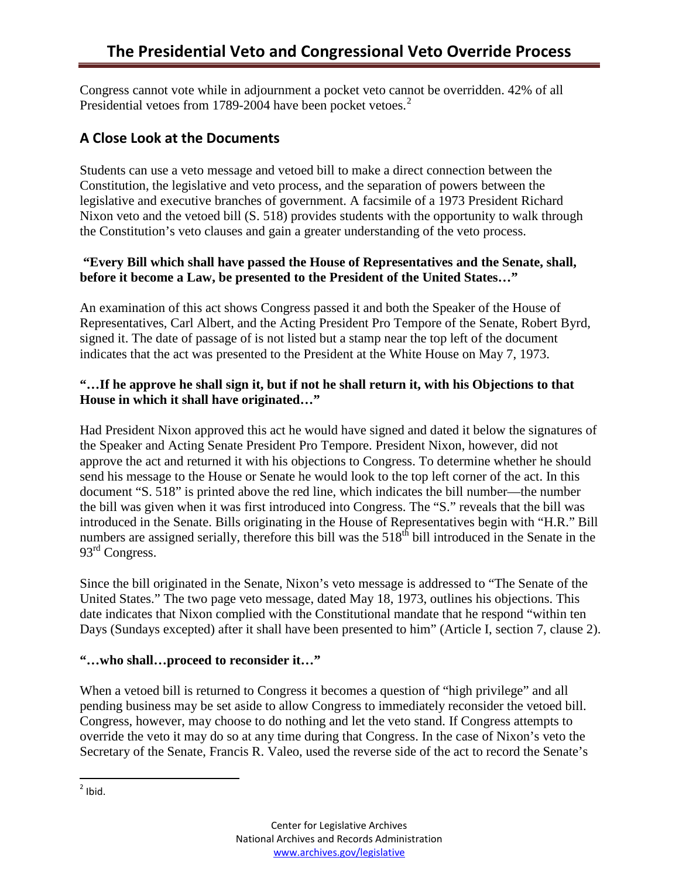Congress cannot vote while in adjournment a pocket veto cannot be overridden. 42% of all Presidential vetoes from 1789-2004 have been pocket vetoes.[2]

## A Close Look at the Documents

Students can use a veto message and vetoed bill to make a direct connection between the Constitution, the legislative and veto process, and the separation of powers between the legislative and executive branches of government. A facsimile of a 1973 President Richard Nixon veto and the vetoed bill (S. 518) provides students with the opportunity to walk through the Constitution's veto clauses and gain a greater understanding of the veto process.

**"Every Bill which shall have passed the House of Representatives and the Senate, shall, before it become a Law, be presented to the President of the United States…"**

An examination of this act shows Congress passed it and both the Speaker of the House of Representatives, Carl Albert, and the Acting President Pro Tempore of the Senate, Robert Byrd, signed it. The date of passage of is not listed but a stamp near the top left of the document indicates that the act was presented to the President at the White House on May 7, 1973.

**"…If he approve he shall sign it, but if not he shall return it, with his Objections to that House in which it shall have originated…"**

Had President Nixon approved this act he would have signed and dated it below the signatures of the Speaker and Acting Senate President Pro Tempore. President Nixon, however, did not approve the act and returned it with his objections to Congress. To determine whether he should send his message to the House or Senate he would look to the top left corner of the act. In this document "S. 518" is printed above the red line, which indicates the bill number—the number the bill was given when it was first introduced into Congress. The "S." reveals that the bill was introduced in the Senate. Bills originating in the House of Representatives begin with "H.R." Bill numbers are assigned serially, therefore this bill was the 518th bill introduced in the Senate in the 93rd Congress.

Since the bill originated in the Senate, Nixon's veto message is addressed to "The Senate of the United States." The two page veto message, dated May 18, 1973, outlines his objections. This date indicates that Nixon complied with the Constitutional mandate that he respond "within ten Days (Sundays excepted) after it shall have been presented to him" (Article I, section 7, clause 2).

**"…who shall…proceed to reconsider it…"**

When a vetoed bill is returned to Congress it becomes a question of "high privilege" and all pending business may be set aside to allow Congress to immediately reconsider the vetoed bill. Congress, however, may choose to do nothing and let the veto stand. If Congress attempts to override the veto it may do so at any time during that Congress. In the case of Nixon's veto the Secretary of the Senate, Francis R. Valeo, used the reverse side of the act to record the Senate's

[2] Ibid.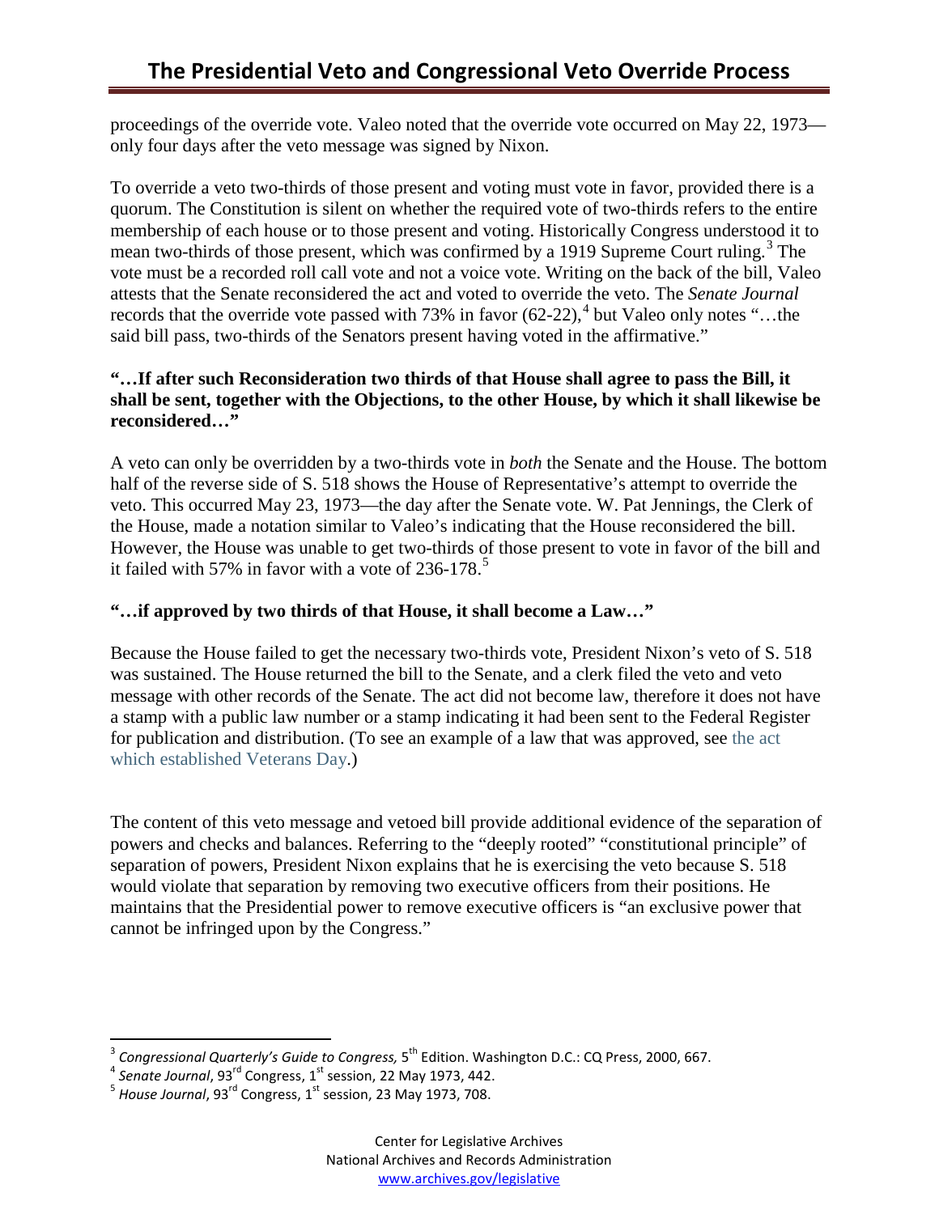proceedings of the override vote. Valeo noted that the override vote occurred on May 22, 1973—only four days after the veto message was signed by Nixon.

To override a veto two-thirds of those present and voting must vote in favor, provided there is a quorum. The Constitution is silent on whether the required vote of two-thirds refers to the entire membership of each house or to those present and voting. Historically Congress understood it to mean two-thirds of those present, which was confirmed by a 1919 Supreme Court ruling.[3] The vote must be a recorded roll call vote and not a voice vote. Writing on the back of the bill, Valeo attests that the Senate reconsidered the act and voted to override the veto. The *Senate Journal* records that the override vote passed with 73% in favor (62-22),[4] but Valeo only notes "…the said bill pass, two-thirds of the Senators present having voted in the affirmative."

**"…If after such Reconsideration two thirds of that House shall agree to pass the Bill, it shall be sent, together with the Objections, to the other House, by which it shall likewise be reconsidered…"**

A veto can only be overridden by a two-thirds vote in *both* the Senate and the House. The bottom half of the reverse side of S. 518 shows the House of Representative's attempt to override the veto. This occurred May 23, 1973—the day after the Senate vote. W. Pat Jennings, the Clerk of the House, made a notation similar to Valeo's indicating that the House reconsidered the bill. However, the House was unable to get two-thirds of those present to vote in favor of the bill and it failed with 57% in favor with a vote of 236-178.[5]

**"…if approved by two thirds of that House, it shall become a Law…"**

Because the House failed to get the necessary two-thirds vote, President Nixon's veto of S. 518 was sustained. The House returned the bill to the Senate, and a clerk filed the veto and veto message with other records of the Senate. The act did not become law, therefore it does not have a stamp with a public law number or a stamp indicating it had been sent to the Federal Register for publication and distribution. (To see an example of a law that was approved, see the act which established Veterans Day.)

The content of this veto message and vetoed bill provide additional evidence of the separation of powers and checks and balances. Referring to the "deeply rooted" "constitutional principle" of separation of powers, President Nixon explains that he is exercising the veto because S. 518 would violate that separation by removing two executive officers from their positions. He maintains that the Presidential power to remove executive officers is "an exclusive power that cannot be infringed upon by the Congress."

---

[3] *Congressional Quarterly's Guide to Congress,* 5th Edition. Washington D.C.: CQ Press, 2000, 667.

[4] *Senate Journal*, 93rd Congress, 1st session, 22 May 1973, 442.

[5] *House Journal*, 93rd Congress, 1st session, 23 May 1973, 708.